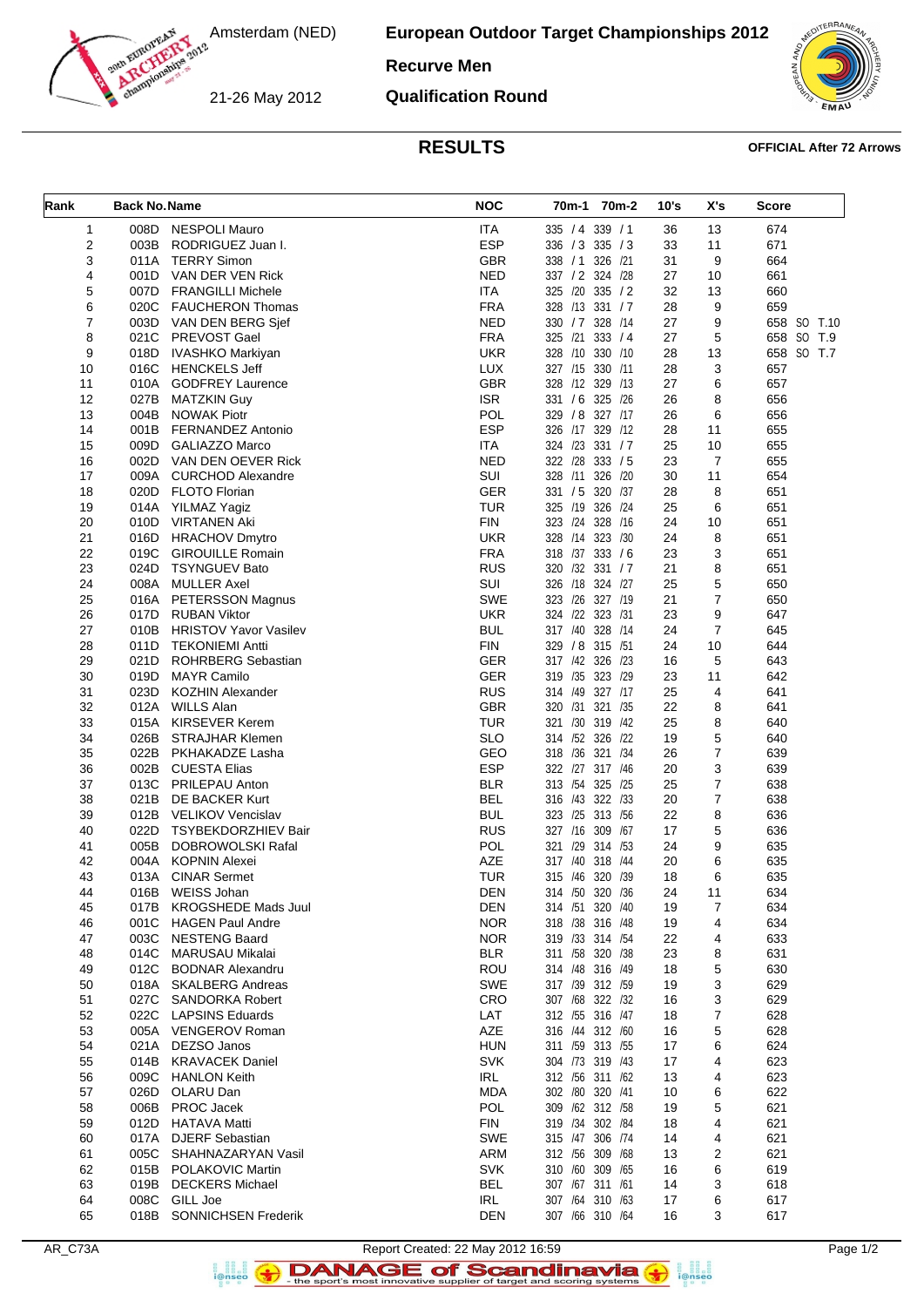Amsterdam (NED)

21-26 May 2012

# European Outdoor Target Championships 2012

## Recurve Men

## Qualification Round

### RESULTS

**OFFICIAL After 72 Arrows**

| Rank | Back No. | Name | NOC | 70m-1 | 70m-2 | 10's | X's | Score |
|---|---|---|---|---|---|---|---|---|
| 1 | 008D | NESPOLI Mauro | ITA | 335 / 4 | 339 / 1 | 36 | 13 | 674 |
| 2 | 003B | RODRIGUEZ Juan I. | ESP | 336 / 3 | 335 / 3 | 33 | 11 | 671 |
| 3 | 011A | TERRY Simon | GBR | 338 / 1 | 326 /21 | 31 | 9 | 664 |
| 4 | 001D | VAN DER VEN Rick | NED | 337 / 2 | 324 /28 | 27 | 10 | 661 |
| 5 | 007D | FRANGILLI Michele | ITA | 325 /20 | 335 / 2 | 32 | 13 | 660 |
| 6 | 020C | FAUCHERON Thomas | FRA | 328 /13 | 331 / 7 | 28 | 9 | 659 |
| 7 | 003D | VAN DEN BERG Sjef | NED | 330 / 7 | 328 /14 | 27 | 9 | 658 SO T.10 |
| 8 | 021C | PREVOST Gael | FRA | 325 /21 | 333 / 4 | 27 | 5 | 658 SO T.9 |
| 9 | 018D | IVASHKO Markiyan | UKR | 328 /10 | 330 /10 | 28 | 13 | 658 SO T.7 |
| 10 | 016C | HENCKELS Jeff | LUX | 327 /15 | 330 /11 | 28 | 3 | 657 |
| 11 | 010A | GODFREY Laurence | GBR | 328 /12 | 329 /13 | 27 | 6 | 657 |
| 12 | 027B | MATZKIN Guy | ISR | 331 / 6 | 325 /26 | 26 | 8 | 656 |
| 13 | 004B | NOWAK Piotr | POL | 329 / 8 | 327 /17 | 26 | 6 | 656 |
| 14 | 001B | FERNANDEZ Antonio | ESP | 326 /17 | 329 /12 | 28 | 11 | 655 |
| 15 | 009D | GALIAZZO Marco | ITA | 324 /23 | 331 / 7 | 25 | 10 | 655 |
| 16 | 002D | VAN DEN OEVER Rick | NED | 322 /28 | 333 / 5 | 23 | 7 | 655 |
| 17 | 009A | CURCHOD Alexandre | SUI | 328 /11 | 326 /20 | 30 | 11 | 654 |
| 18 | 020D | FLOTO Florian | GER | 331 / 5 | 320 /37 | 28 | 8 | 651 |
| 19 | 014A | YILMAZ Yagiz | TUR | 325 /19 | 326 /24 | 25 | 6 | 651 |
| 20 | 010D | VIRTANEN Aki | FIN | 323 /24 | 328 /16 | 24 | 10 | 651 |
| 21 | 016D | HRACHOV Dmytro | UKR | 328 /14 | 323 /30 | 24 | 8 | 651 |
| 22 | 019C | GIROUILLE Romain | FRA | 318 /37 | 333 / 6 | 23 | 3 | 651 |
| 23 | 024D | TSYNGUEV Bato | RUS | 320 /32 | 331 / 7 | 21 | 8 | 651 |
| 24 | 008A | MULLER Axel | SUI | 326 /18 | 324 /27 | 25 | 5 | 650 |
| 25 | 016A | PETERSSON Magnus | SWE | 323 /26 | 327 /19 | 21 | 7 | 650 |
| 26 | 017D | RUBAN Viktor | UKR | 324 /22 | 323 /31 | 23 | 9 | 647 |
| 27 | 010B | HRISTOV Yavor Vasilev | BUL | 317 /40 | 328 /14 | 24 | 7 | 645 |
| 28 | 011D | TEKONIEMI Antti | FIN | 329 / 8 | 315 /51 | 24 | 10 | 644 |
| 29 | 021D | ROHRBERG Sebastian | GER | 317 /42 | 326 /23 | 16 | 5 | 643 |
| 30 | 019D | MAYR Camilo | GER | 319 /35 | 323 /29 | 23 | 11 | 642 |
| 31 | 023D | KOZHIN Alexander | RUS | 314 /49 | 327 /17 | 25 | 4 | 641 |
| 32 | 012A | WILLS Alan | GBR | 320 /31 | 321 /35 | 22 | 8 | 641 |
| 33 | 015A | KIRSEVER Kerem | TUR | 321 /30 | 319 /42 | 25 | 8 | 640 |
| 34 | 026B | STRAJHAR Klemen | SLO | 314 /52 | 326 /22 | 19 | 5 | 640 |
| 35 | 022B | PKHAKADZE Lasha | GEO | 318 /36 | 321 /34 | 26 | 7 | 639 |
| 36 | 002B | CUESTA Elias | ESP | 322 /27 | 317 /46 | 20 | 3 | 639 |
| 37 | 013C | PRILEPAU Anton | BLR | 313 /54 | 325 /25 | 25 | 7 | 638 |
| 38 | 021B | DE BACKER Kurt | BEL | 316 /43 | 322 /33 | 20 | 7 | 638 |
| 39 | 012B | VELIKOV Vencislav | BUL | 323 /25 | 313 /56 | 22 | 8 | 636 |
| 40 | 022D | TSYBEKDORZHIEV Bair | RUS | 327 /16 | 309 /67 | 17 | 5 | 636 |
| 41 | 005B | DOBROWOLSKI Rafal | POL | 321 /29 | 314 /53 | 24 | 9 | 635 |
| 42 | 004A | KOPNIN Alexei | AZE | 317 /40 | 318 /44 | 20 | 6 | 635 |
| 43 | 013A | CINAR Sermet | TUR | 315 /46 | 320 /39 | 18 | 6 | 635 |
| 44 | 016B | WEISS Johan | DEN | 314 /50 | 320 /36 | 24 | 11 | 634 |
| 45 | 017B | KROGSHEDE Mads Juul | DEN | 314 /51 | 320 /40 | 19 | 7 | 634 |
| 46 | 001C | HAGEN Paul Andre | NOR | 318 /38 | 316 /48 | 19 | 4 | 634 |
| 47 | 003C | NESTENG Baard | NOR | 319 /33 | 314 /54 | 22 | 4 | 633 |
| 48 | 014C | MARUSAU Mikalai | BLR | 311 /58 | 320 /38 | 23 | 8 | 631 |
| 49 | 012C | BODNAR Alexandru | ROU | 314 /48 | 316 /49 | 18 | 5 | 630 |
| 50 | 018A | SKALBERG Andreas | SWE | 317 /39 | 312 /59 | 19 | 3 | 629 |
| 51 | 027C | SANDORKA Robert | CRO | 307 /68 | 322 /32 | 16 | 3 | 629 |
| 52 | 022C | LAPSINS Eduards | LAT | 312 /55 | 316 /47 | 18 | 7 | 628 |
| 53 | 005A | VENGEROV Roman | AZE | 316 /44 | 312 /60 | 16 | 5 | 628 |
| 54 | 021A | DEZSO Janos | HUN | 311 /59 | 313 /55 | 17 | 6 | 624 |
| 55 | 014B | KRAVACEK Daniel | SVK | 304 /73 | 319 /43 | 17 | 4 | 623 |
| 56 | 009C | HANLON Keith | IRL | 312 /56 | 311 /62 | 13 | 4 | 623 |
| 57 | 026D | OLARU Dan | MDA | 302 /80 | 320 /41 | 10 | 6 | 622 |
| 58 | 006B | PROC Jacek | POL | 309 /62 | 312 /58 | 19 | 5 | 621 |
| 59 | 012D | HATAVA Matti | FIN | 319 /34 | 302 /84 | 18 | 4 | 621 |
| 60 | 017A | DJERF Sebastian | SWE | 315 /47 | 306 /74 | 14 | 4 | 621 |
| 61 | 005C | SHAHNAZARYAN Vasil | ARM | 312 /56 | 309 /68 | 13 | 2 | 621 |
| 62 | 015B | POLAKOVIC Martin | SVK | 310 /60 | 309 /65 | 16 | 6 | 619 |
| 63 | 019B | DECKERS Michael | BEL | 307 /67 | 311 /61 | 14 | 3 | 618 |
| 64 | 008C | GILL Joe | IRL | 307 /64 | 310 /63 | 17 | 6 | 617 |
| 65 | 018B | SONNICHSEN Frederik | DEN | 307 /66 | 310 /64 | 16 | 3 | 617 |

AR_C73A Report Created: 22 May 2012 16:59

DANAGE of Scandinavia - the sport's most innovative supplier of target and scoring systems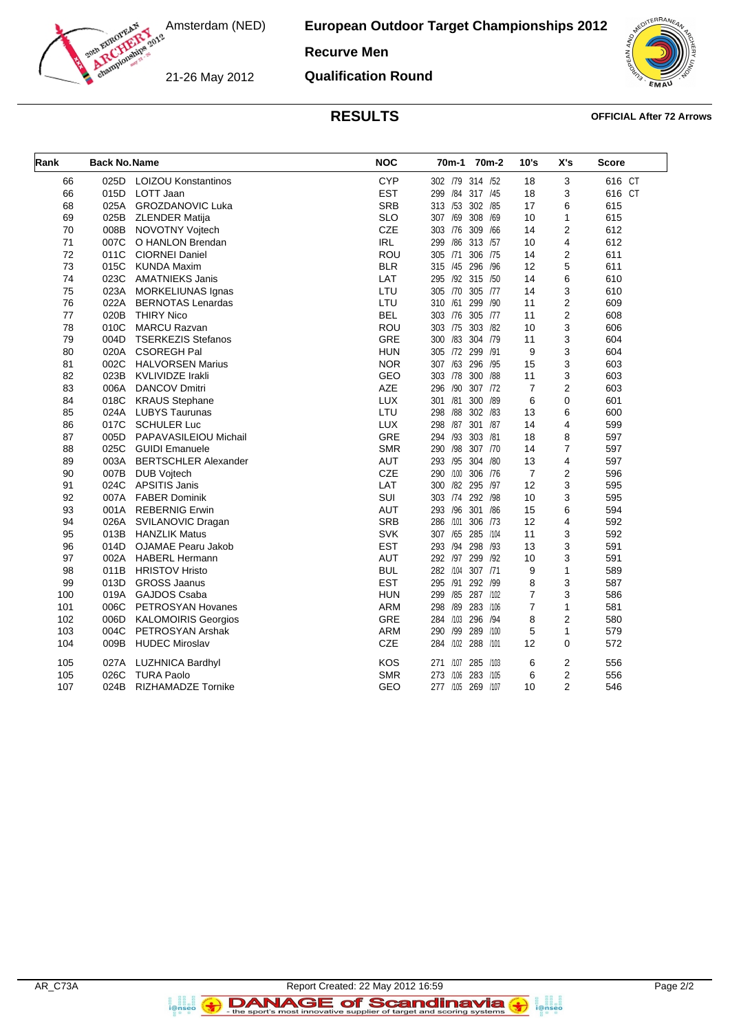# European Outdoor Target Championships 2012

Amsterdam (NED)

21-26 May 2012

**Recurve Men**

**Qualification Round**

## RESULTS

**OFFICIAL After 72 Arrows**

| Rank | Back No. | Name | NOC | 70m-1 | 70m-2 | 10's | X's | Score |
|---|---|---|---|---|---|---|---|---|
| 66 | 025D | LOIZOU Konstantinos | CYP | 302 /79 | 314 /52 | 18 | 3 | 616 CT |
| 66 | 015D | LOTT Jaan | EST | 299 /84 | 317 /45 | 18 | 3 | 616 CT |
| 68 | 025A | GROZDANOVIC Luka | SRB | 313 /53 | 302 /85 | 17 | 6 | 615 |
| 69 | 025B | ZLENDER Matija | SLO | 307 /69 | 308 /69 | 10 | 1 | 615 |
| 70 | 008B | NOVOTNY Vojtech | CZE | 303 /76 | 309 /66 | 14 | 2 | 612 |
| 71 | 007C | O HANLON Brendan | IRL | 299 /86 | 313 /57 | 10 | 4 | 612 |
| 72 | 011C | CIORNEI Daniel | ROU | 305 /71 | 306 /75 | 14 | 2 | 611 |
| 73 | 015C | KUNDA Maxim | BLR | 315 /45 | 296 /96 | 12 | 5 | 611 |
| 74 | 023C | AMATNIEKS Janis | LAT | 295 /92 | 315 /50 | 14 | 6 | 610 |
| 75 | 023A | MORKELIUNAS Ignas | LTU | 305 /70 | 305 /77 | 14 | 3 | 610 |
| 76 | 022A | BERNOTAS Lenardas | LTU | 310 /61 | 299 /90 | 11 | 2 | 609 |
| 77 | 020B | THIRY Nico | BEL | 303 /76 | 305 /77 | 11 | 2 | 608 |
| 78 | 010C | MARCU Razvan | ROU | 303 /75 | 303 /82 | 10 | 3 | 606 |
| 79 | 004D | TSERKEZIS Stefanos | GRE | 300 /83 | 304 /79 | 11 | 3 | 604 |
| 80 | 020A | CSOREGH Pal | HUN | 305 /72 | 299 /91 | 9 | 3 | 604 |
| 81 | 002C | HALVORSEN Marius | NOR | 307 /63 | 296 /95 | 15 | 3 | 603 |
| 82 | 023B | KVLIVIDZE Irakli | GEO | 303 /78 | 300 /88 | 11 | 3 | 603 |
| 83 | 006A | DANCOV Dmitri | AZE | 296 /90 | 307 /72 | 7 | 2 | 603 |
| 84 | 018C | KRAUS Stephane | LUX | 301 /81 | 300 /89 | 6 | 0 | 601 |
| 85 | 024A | LUBYS Taurunas | LTU | 298 /88 | 302 /83 | 13 | 6 | 600 |
| 86 | 017C | SCHULER Luc | LUX | 298 /87 | 301 /87 | 14 | 4 | 599 |
| 87 | 005D | PAPAVASILEIOU Michail | GRE | 294 /93 | 303 /81 | 18 | 8 | 597 |
| 88 | 025C | GUIDI Emanuele | SMR | 290 /98 | 307 /70 | 14 | 7 | 597 |
| 89 | 003A | BERTSCHLER Alexander | AUT | 293 /95 | 304 /80 | 13 | 4 | 597 |
| 90 | 007B | DUB Vojtech | CZE | 290 /100 | 306 /76 | 7 | 2 | 596 |
| 91 | 024C | APSITIS Janis | LAT | 300 /82 | 295 /97 | 12 | 3 | 595 |
| 92 | 007A | FABER Dominik | SUI | 303 /74 | 292 /98 | 10 | 3 | 595 |
| 93 | 001A | REBERNIG Erwin | AUT | 293 /96 | 301 /86 | 15 | 6 | 594 |
| 94 | 026A | SVILANOVIC Dragan | SRB | 286 /101 | 306 /73 | 12 | 4 | 592 |
| 95 | 013B | HANZLIK Matus | SVK | 307 /65 | 285 /104 | 11 | 3 | 592 |
| 96 | 014D | OJAMAE Pearu Jakob | EST | 293 /94 | 298 /93 | 13 | 3 | 591 |
| 97 | 002A | HABERL Hermann | AUT | 292 /97 | 299 /92 | 10 | 3 | 591 |
| 98 | 011B | HRISTOV Hristo | BUL | 282 /104 | 307 /71 | 9 | 1 | 589 |
| 99 | 013D | GROSS Jaanus | EST | 295 /91 | 292 /99 | 8 | 3 | 587 |
| 100 | 019A | GAJDOS Csaba | HUN | 299 /85 | 287 /102 | 7 | 3 | 586 |
| 101 | 006C | PETROSYAN Hovanes | ARM | 298 /89 | 283 /106 | 7 | 1 | 581 |
| 102 | 006D | KALOMOIRIS Georgios | GRE | 284 /103 | 296 /94 | 8 | 2 | 580 |
| 103 | 004C | PETROSYAN Arshak | ARM | 290 /99 | 289 /100 | 5 | 1 | 579 |
| 104 | 009B | HUDEC Miroslav | CZE | 284 /102 | 288 /101 | 12 | 0 | 572 |
| 105 | 027A | LUZHNICA Bardhyl | KOS | 271 /107 | 285 /103 | 6 | 2 | 556 |
| 105 | 026C | TURA Paolo | SMR | 273 /106 | 283 /105 | 6 | 2 | 556 |
| 107 | 024B | RIZHAMADZE Tornike | GEO | 277 /105 | 269 /107 | 10 | 2 | 546 |

AR_C73A

Report Created: 22 May 2012 16:59

DANAGE of Scandinavia - the sport's most innovative supplier of target and scoring systems